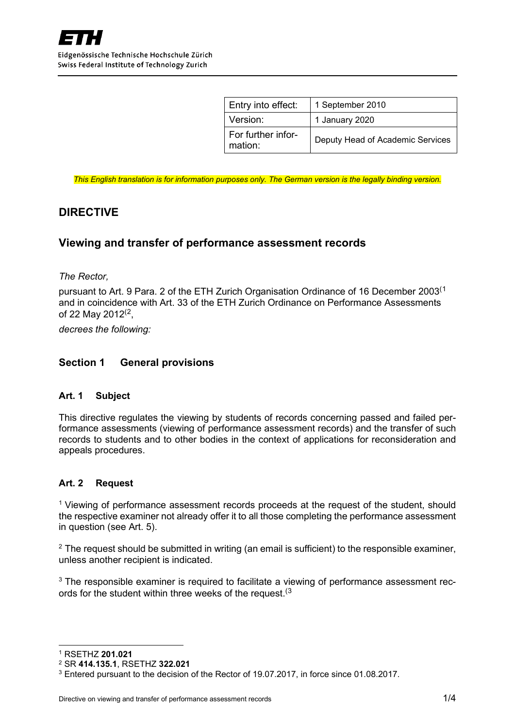ETH

Eidgenössische Technische Hochschule Zürich
Swiss Federal Institute of Technology Zurich

| | |
|---|---|
| Entry into effect: | 1 September 2010 |
| Version: | 1 January 2020 |
| For further information: | Deputy Head of Academic Services |

*This English translation is for information purposes only. The German version is the legally binding version.*

# DIRECTIVE

## Viewing and transfer of performance assessment records

*The Rector,*

pursuant to Art. 9 Para. 2 of the ETH Zurich Organisation Ordinance of 16 December 2003[1] and in coincidence with Art. 33 of the ETH Zurich Ordinance on Performance Assessments of 22 May 2012[2],

*decrees the following:*

## Section 1 General provisions

### Art. 1 Subject

This directive regulates the viewing by students of records concerning passed and failed performance assessments (viewing of performance assessment records) and the transfer of such records to students and to other bodies in the context of applications for reconsideration and appeals procedures.

### Art. 2 Request

[1] Viewing of performance assessment records proceeds at the request of the student, should the respective examiner not already offer it to all those completing the performance assessment in question (see Art. 5).

[2] The request should be submitted in writing (an email is sufficient) to the responsible examiner, unless another recipient is indicated.

[3] The responsible examiner is required to facilitate a viewing of performance assessment records for the student within three weeks of the request.[3]

---

[1] RSETHZ **201.021**

[2] SR **414.135.1**, RSETHZ **322.021**

[3] Entered pursuant to the decision of the Rector of 19.07.2017, in force since 01.08.2017.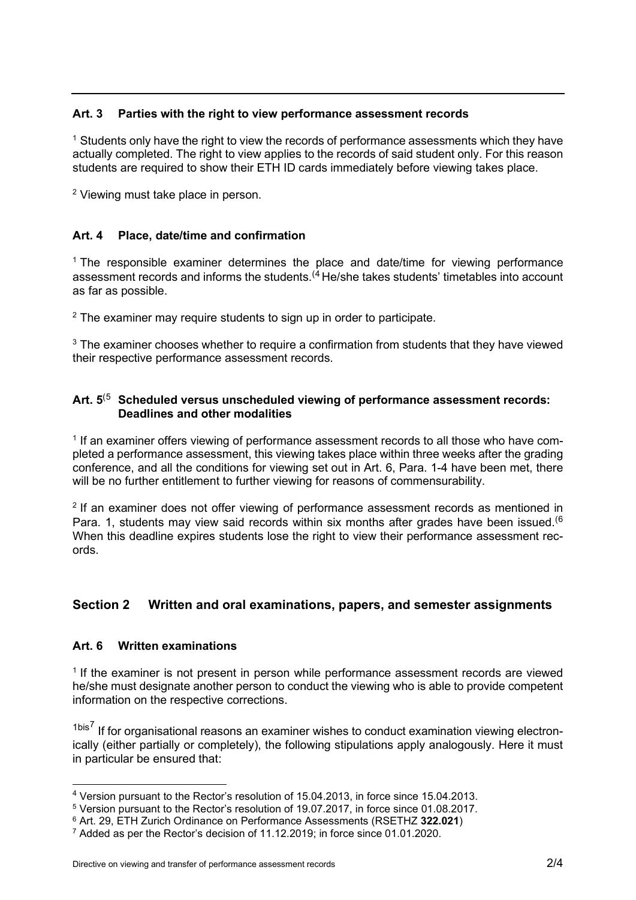## Art. 3 Parties with the right to view performance assessment records

[1] Students only have the right to view the records of performance assessments which they have actually completed. The right to view applies to the records of said student only. For this reason students are required to show their ETH ID cards immediately before viewing takes place.

[2] Viewing must take place in person.

## Art. 4 Place, date/time and confirmation

[1] The responsible examiner determines the place and date/time for viewing performance assessment records and informs the students.[4] He/she takes students' timetables into account as far as possible.

[2] The examiner may require students to sign up in order to participate.

[3] The examiner chooses whether to require a confirmation from students that they have viewed their respective performance assessment records.

## Art. 5[5] Scheduled versus unscheduled viewing of performance assessment records: Deadlines and other modalities

[1] If an examiner offers viewing of performance assessment records to all those who have completed a performance assessment, this viewing takes place within three weeks after the grading conference, and all the conditions for viewing set out in Art. 6, Para. 1-4 have been met, there will be no further entitlement to further viewing for reasons of commensurability.

[2] If an examiner does not offer viewing of performance assessment records as mentioned in Para. 1, students may view said records within six months after grades have been issued.[6] When this deadline expires students lose the right to view their performance assessment records.

# Section 2 Written and oral examinations, papers, and semester assignments

## Art. 6 Written examinations

[1] If the examiner is not present in person while performance assessment records are viewed he/she must designate another person to conduct the viewing who is able to provide competent information on the respective corrections.

[1bis][7] If for organisational reasons an examiner wishes to conduct examination viewing electronically (either partially or completely), the following stipulations apply analogously. Here it must in particular be ensured that:

---

[4] Version pursuant to the Rector's resolution of 15.04.2013, in force since 15.04.2013.

[5] Version pursuant to the Rector's resolution of 19.07.2017, in force since 01.08.2017.

[6] Art. 29, ETH Zurich Ordinance on Performance Assessments (RSETHZ **322.021**)

[7] Added as per the Rector's decision of 11.12.2019; in force since 01.01.2020.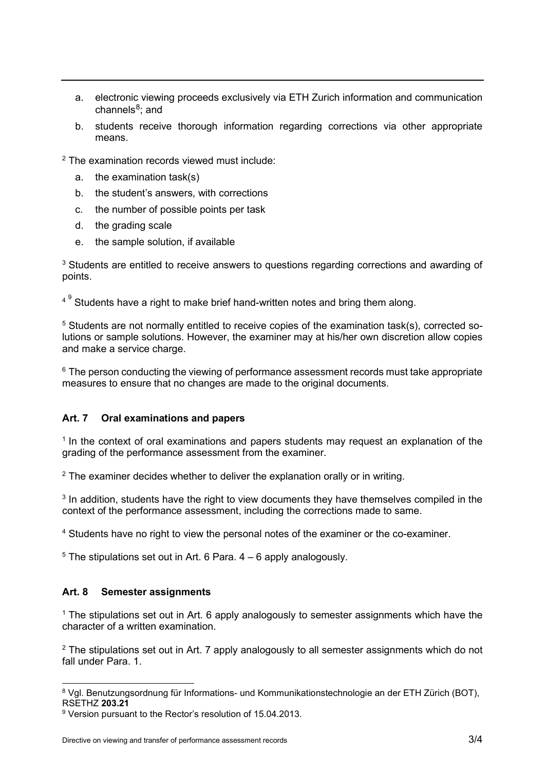a. electronic viewing proceeds exclusively via ETH Zurich information and communication channels[8]; and

b. students receive thorough information regarding corrections via other appropriate means.

[2] The examination records viewed must include:

a. the examination task(s)

b. the student's answers, with corrections

c. the number of possible points per task

d. the grading scale

e. the sample solution, if available

[3] Students are entitled to receive answers to questions regarding corrections and awarding of points.

[4] [9] Students have a right to make brief hand-written notes and bring them along.

[5] Students are not normally entitled to receive copies of the examination task(s), corrected solutions or sample solutions. However, the examiner may at his/her own discretion allow copies and make a service charge.

[6] The person conducting the viewing of performance assessment records must take appropriate measures to ensure that no changes are made to the original documents.

### Art. 7 Oral examinations and papers

[1] In the context of oral examinations and papers students may request an explanation of the grading of the performance assessment from the examiner.

[2] The examiner decides whether to deliver the explanation orally or in writing.

[3] In addition, students have the right to view documents they have themselves compiled in the context of the performance assessment, including the corrections made to same.

[4] Students have no right to view the personal notes of the examiner or the co-examiner.

[5] The stipulations set out in Art. 6 Para. 4 – 6 apply analogously.

### Art. 8 Semester assignments

[1] The stipulations set out in Art. 6 apply analogously to semester assignments which have the character of a written examination.

[2] The stipulations set out in Art. 7 apply analogously to all semester assignments which do not fall under Para. 1.

---

[8] Vgl. Benutzungsordnung für Informations- und Kommunikationstechnologie an der ETH Zürich (BOT), RSETHZ **203.21**

[9] Version pursuant to the Rector's resolution of 15.04.2013.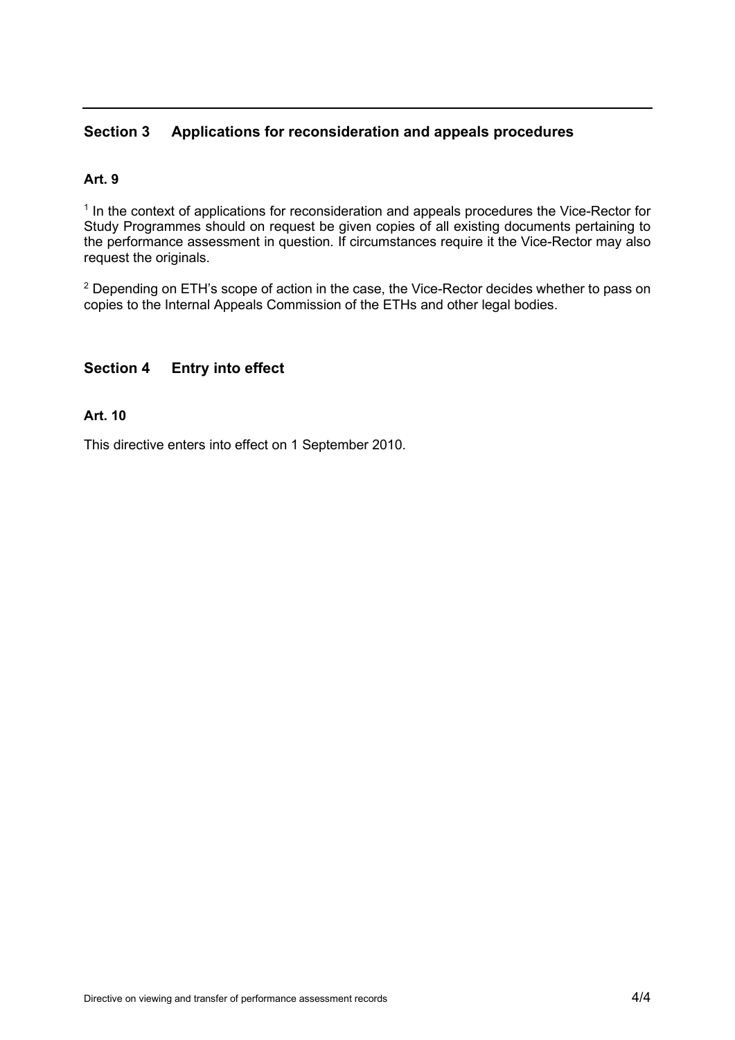## Section 3 Applications for reconsideration and appeals procedures

### Art. 9

[1] In the context of applications for reconsideration and appeals procedures the Vice-Rector for Study Programmes should on request be given copies of all existing documents pertaining to the performance assessment in question. If circumstances require it the Vice-Rector may also request the originals.

[2] Depending on ETH's scope of action in the case, the Vice-Rector decides whether to pass on copies to the Internal Appeals Commission of the ETHs and other legal bodies.

## Section 4 Entry into effect

### Art. 10

This directive enters into effect on 1 September 2010.